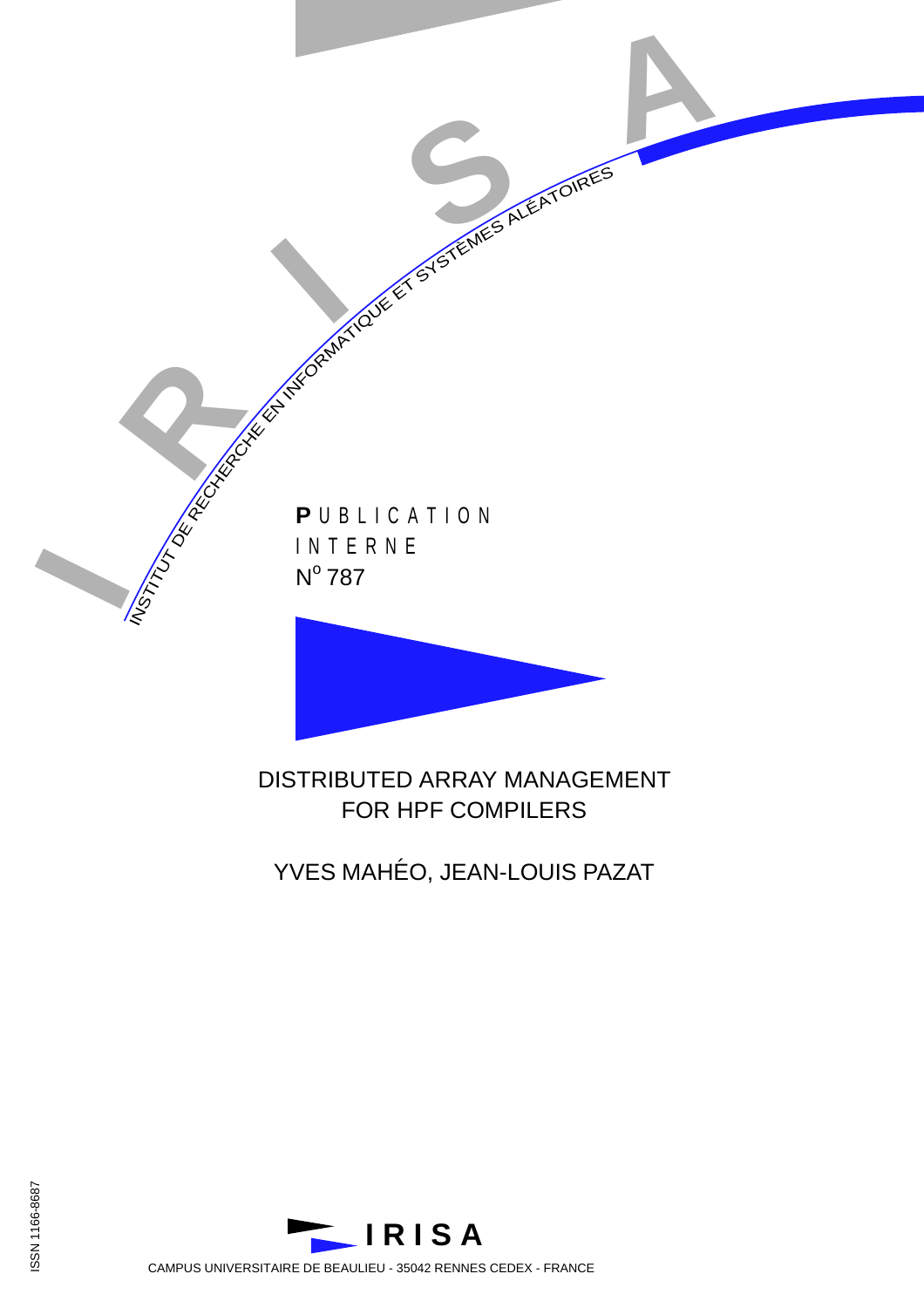INSTITUT DE RECHERCHE EN INFORMATIQUE ET SYSTÈMES ALÉATOIRES

**P**UBLICATION INTERNE

N° 787

# DISTRIBUTED ARRAY MANAGEMENT FOR HPF COMPILERS

YVES MAHÉO, JEAN-LOUIS PAZAT

ISSN 1166-8687

IRISA

CAMPUS UNIVERSITAIRE DE BEAULIEU - 35042 RENNES CEDEX - FRANCE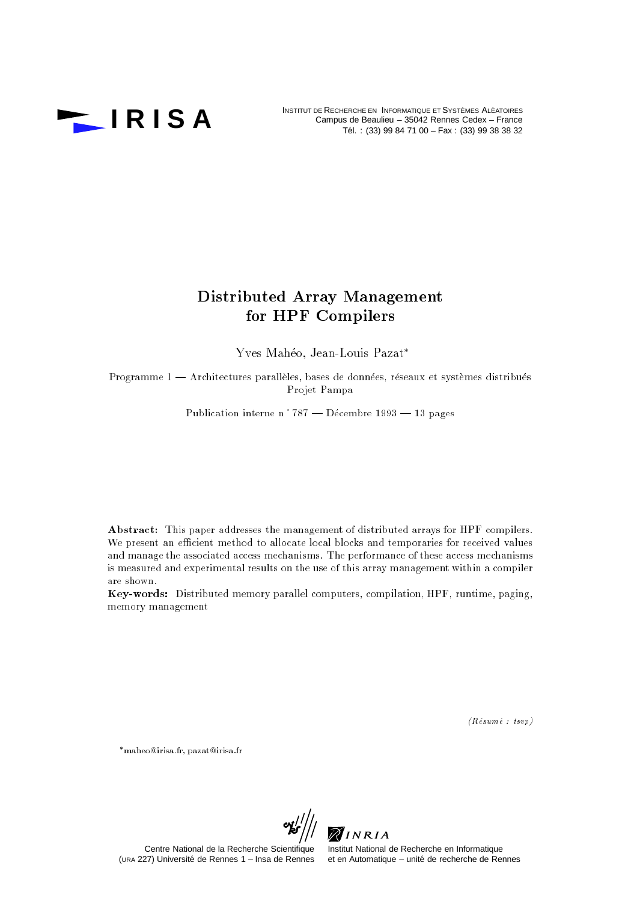IRISA

INSTITUT DE RECHERCHE EN INFORMATIQUE ET SYSTÈMES ALÉATOIRES
Campus de Beaulieu – 35042 Rennes Cedex – France
Tél. : (33) 99 84 71 00 – Fax : (33) 99 38 38 32

# Distributed Array Management for HPF Compilers

Yves Mahéo, Jean-Louis Pazat*

Programme 1 — Architectures parallèles, bases de données, réseaux et systèmes distribués
Projet Pampa

Publication interne n° 787 — Décembre 1993 — 13 pages

**Abstract:** This paper addresses the management of distributed arrays for HPF compilers. We present an efficient method to allocate local blocks and temporaries for received values and manage the associated access mechanisms. The performance of these access mechanisms is measured and experimental results on the use of this array management within a compiler are shown.

**Key-words:** Distributed memory parallel computers, compilation, HPF, runtime, paging, memory management

*(Résumé : tsvp)*

*maheo@irisa.fr, pazat@irisa.fr

Centre National de la Recherche Scientifique
(URA 227) Université de Rennes 1 – Insa de Rennes

Institut National de Recherche en Informatique
et en Automatique – unité de recherche de Rennes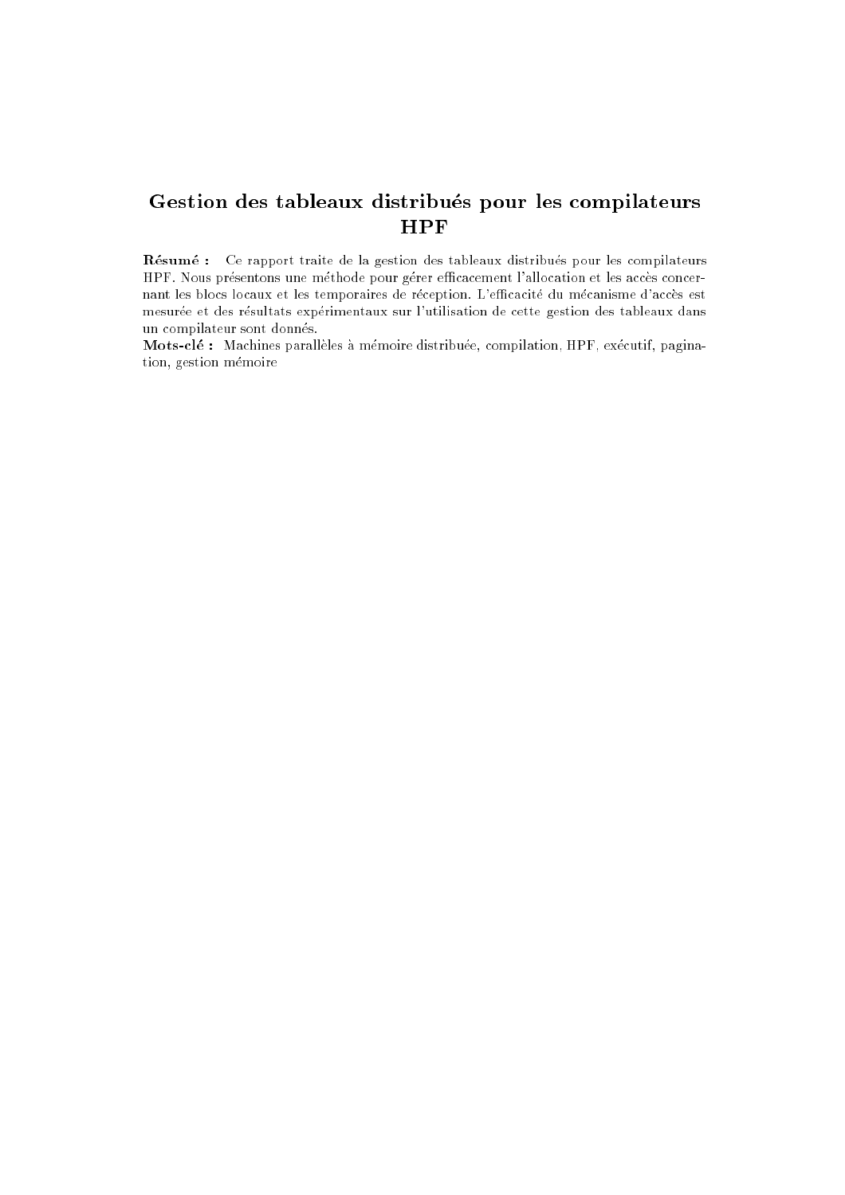# Gestion des tableaux distribués pour les compilateurs HPF

**Résumé :** Ce rapport traite de la gestion des tableaux distribués pour les compilateurs HPF. Nous présentons une méthode pour gérer efficacement l'allocation et les accès concernant les blocs locaux et les temporaires de réception. L'efficacité du mécanisme d'accès est mesurée et des résultats expérimentaux sur l'utilisation de cette gestion des tableaux dans un compilateur sont donnés.

**Mots-clé :** Machines parallèles à mémoire distribuée, compilation, HPF, exécutif, pagination, gestion mémoire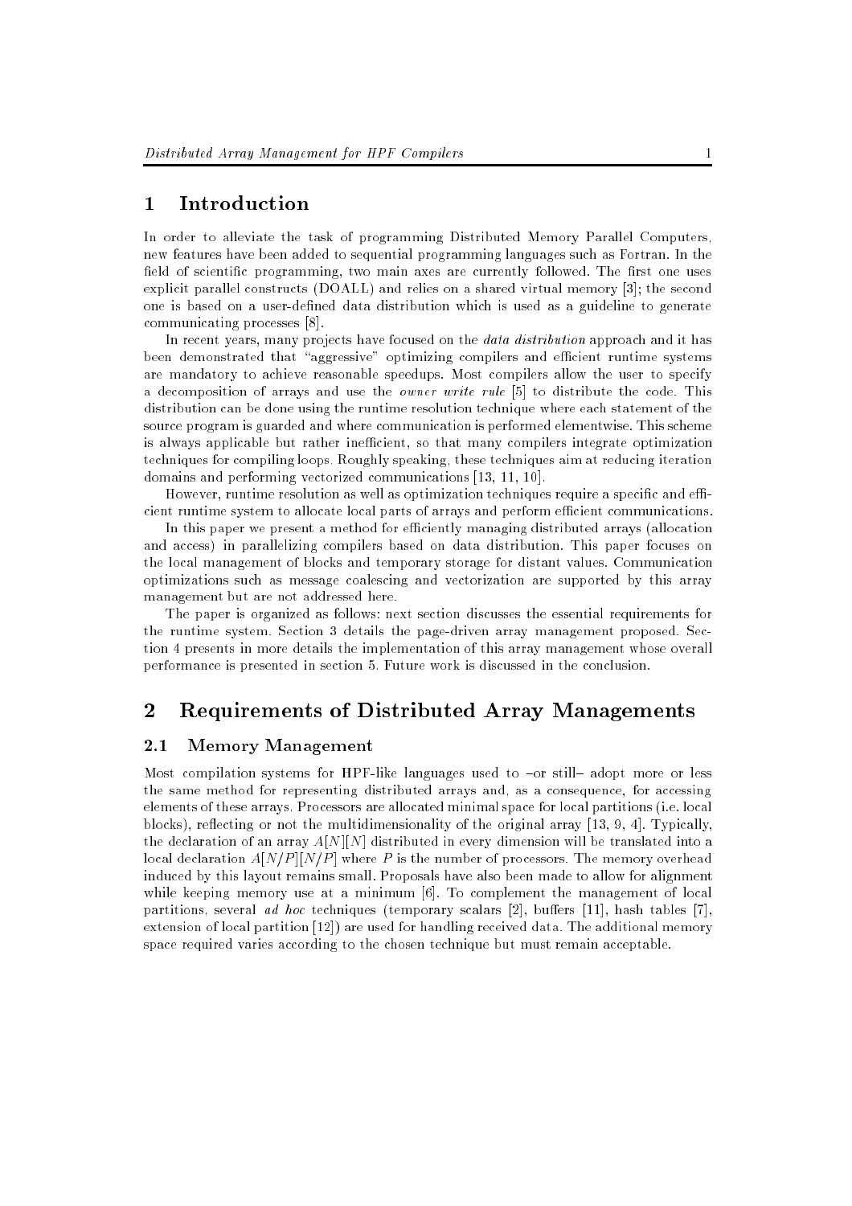# 1 Introduction

In order to alleviate the task of programming Distributed Memory Parallel Computers, new features have been added to sequential programming languages such as Fortran. In the field of scientific programming, two main axes are currently followed. The first one uses explicit parallel constructs (DOALL) and relies on a shared virtual memory [3]; the second one is based on a user-defined data distribution which is used as a guideline to generate communicating processes [8].

In recent years, many projects have focused on the *data distribution* approach and it has been demonstrated that "aggressive" optimizing compilers and efficient runtime systems are mandatory to achieve reasonable speedups. Most compilers allow the user to specify a decomposition of arrays and use the *owner write rule* [5] to distribute the code. This distribution can be done using the runtime resolution technique where each statement of the source program is guarded and where communication is performed elementwise. This scheme is always applicable but rather inefficient, so that many compilers integrate optimization techniques for compiling loops. Roughly speaking, these techniques aim at reducing iteration domains and performing vectorized communications [13, 11, 10].

However, runtime resolution as well as optimization techniques require a specific and efficient runtime system to allocate local parts of arrays and perform efficient communications.

In this paper we present a method for efficiently managing distributed arrays (allocation and access) in parallelizing compilers based on data distribution. This paper focuses on the local management of blocks and temporary storage for distant values. Communication optimizations such as message coalescing and vectorization are supported by this array management but are not addressed here.

The paper is organized as follows: next section discusses the essential requirements for the runtime system. Section 3 details the page-driven array management proposed. Section 4 presents in more details the implementation of this array management whose overall performance is presented in section 5. Future work is discussed in the conclusion.

# 2 Requirements of Distributed Array Managements

## 2.1 Memory Management

Most compilation systems for HPF-like languages used to –or still– adopt more or less the same method for representing distributed arrays and, as a consequence, for accessing elements of these arrays. Processors are allocated minimal space for local partitions (i.e. local blocks), reflecting or not the multidimensionality of the original array [13, 9, 4]. Typically, the declaration of an array $A[N][N]$ distributed in every dimension will be translated into a local declaration $A[N/P][N/P]$ where $P$ is the number of processors. The memory overhead induced by this layout remains small. Proposals have also been made to allow for alignment while keeping memory use at a minimum [6]. To complement the management of local partitions, several *ad hoc* techniques (temporary scalars [2], buffers [11], hash tables [7], extension of local partition [12]) are used for handling received data. The additional memory space required varies according to the chosen technique but must remain acceptable.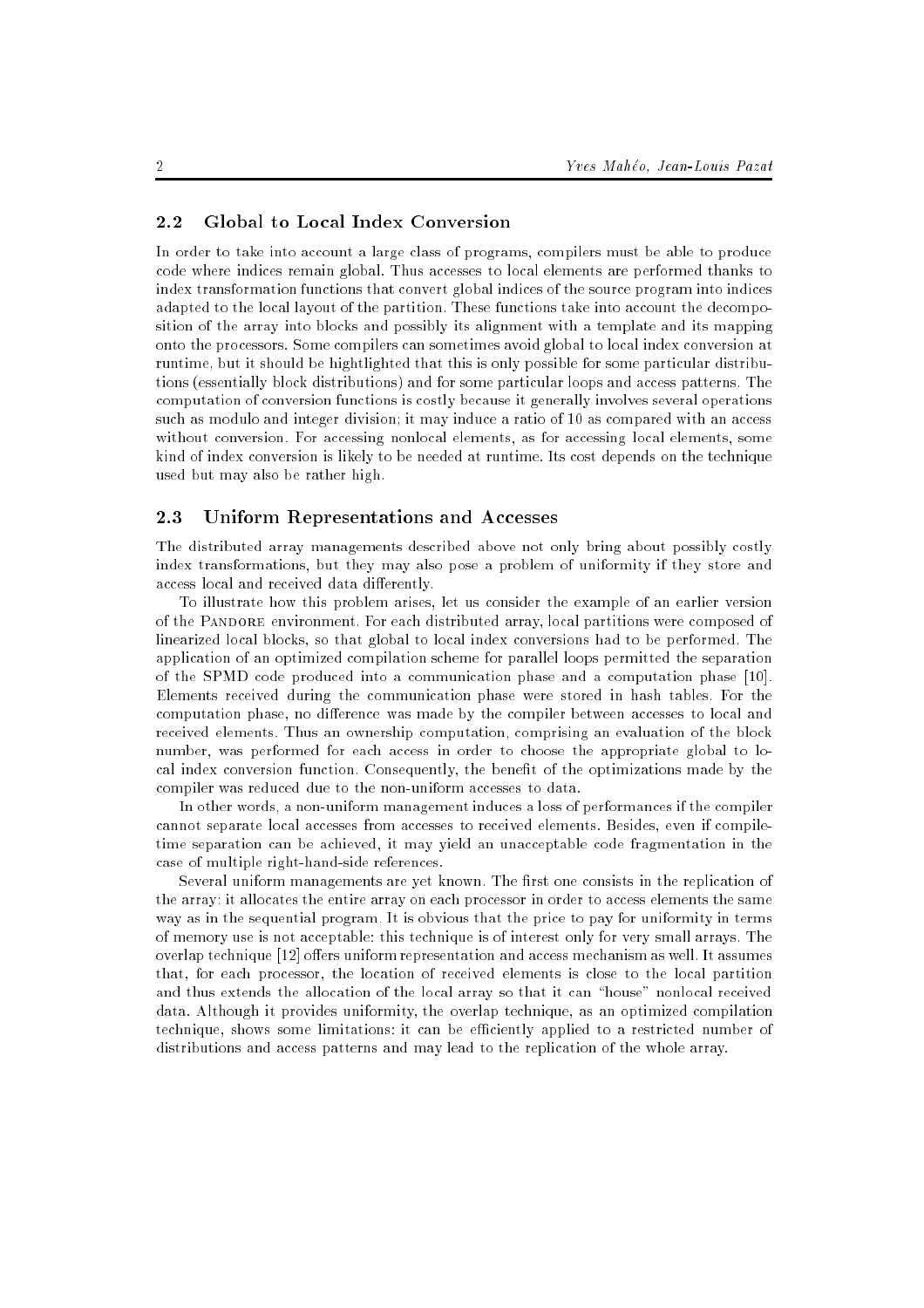## 2.2 Global to Local Index Conversion

In order to take into account a large class of programs, compilers must be able to produce code where indices remain global. Thus accesses to local elements are performed thanks to index transformation functions that convert global indices of the source program into indices adapted to the local layout of the partition. These functions take into account the decomposition of the array into blocks and possibly its alignment with a template and its mapping onto the processors. Some compilers can sometimes avoid global to local index conversion at runtime, but it should be hightlighted that this is only possible for some particular distributions (essentially block distributions) and for some particular loops and access patterns. The computation of conversion functions is costly because it generally involves several operations such as modulo and integer division; it may induce a ratio of 10 as compared with an access without conversion. For accessing nonlocal elements, as for accessing local elements, some kind of index conversion is likely to be needed at runtime. Its cost depends on the technique used but may also be rather high.

## 2.3 Uniform Representations and Accesses

The distributed array managements described above not only bring about possibly costly index transformations, but they may also pose a problem of uniformity if they store and access local and received data differently.

To illustrate how this problem arises, let us consider the example of an earlier version of the Pandore environment. For each distributed array, local partitions were composed of linearized local blocks, so that global to local index conversions had to be performed. The application of an optimized compilation scheme for parallel loops permitted the separation of the SPMD code produced into a communication phase and a computation phase [10]. Elements received during the communication phase were stored in hash tables. For the computation phase, no difference was made by the compiler between accesses to local and received elements. Thus an ownership computation, comprising an evaluation of the block number, was performed for each access in order to choose the appropriate global to local index conversion function. Consequently, the benefit of the optimizations made by the compiler was reduced due to the non-uniform accesses to data.

In other words, a non-uniform management induces a loss of performances if the compiler cannot separate local accesses from accesses to received elements. Besides, even if compile-time separation can be achieved, it may yield an unacceptable code fragmentation in the case of multiple right-hand-side references.

Several uniform managements are yet known. The first one consists in the replication of the array: it allocates the entire array on each processor in order to access elements the same way as in the sequential program. It is obvious that the price to pay for uniformity in terms of memory use is not acceptable: this technique is of interest only for very small arrays. The overlap technique [12] offers uniform representation and access mechanism as well. It assumes that, for each processor, the location of received elements is close to the local partition and thus extends the allocation of the local array so that it can "house" nonlocal received data. Although it provides uniformity, the overlap technique, as an optimized compilation technique, shows some limitations: it can be efficiently applied to a restricted number of distributions and access patterns and may lead to the replication of the whole array.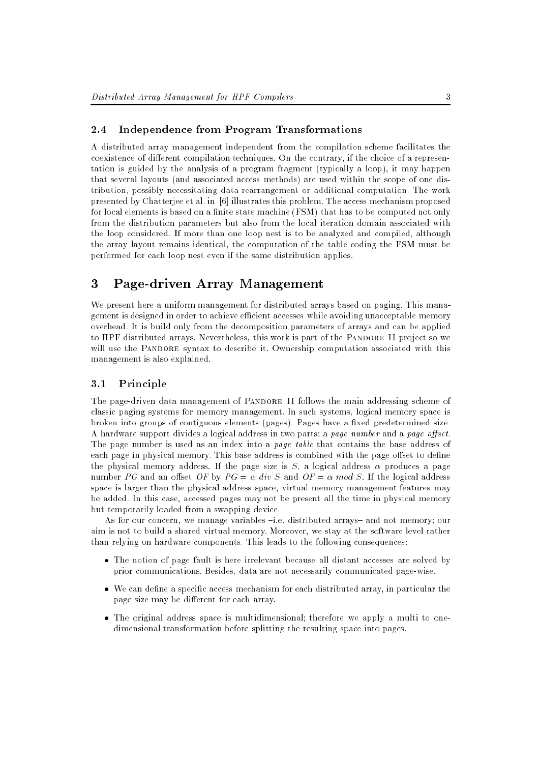### 2.4 Independence from Program Transformations

A distributed array management independent from the compilation scheme facilitates the coexistence of different compilation techniques. On the contrary, if the choice of a representation is guided by the analysis of a program fragment (typically a loop), it may happen that several layouts (and associated access methods) are used within the scope of one distribution, possibly necessitating data rearrangement or additional computation. The work presented by Chatterjee et al. in [6] illustrates this problem. The access mechanism proposed for local elements is based on a finite state machine (FSM) that has to be computed not only from the distribution parameters but also from the local iteration domain associated with the loop considered. If more than one loop nest is to be analyzed and compiled, although the array layout remains identical, the computation of the table coding the FSM must be performed for each loop nest even if the same distribution applies.

# 3 Page-driven Array Management

We present here a uniform management for distributed arrays based on paging. This management is designed in order to achieve efficient accesses while avoiding unacceptable memory overhead. It is build only from the decomposition parameters of arrays and can be applied to HPF distributed arrays. Nevertheless, this work is part of the Pandore II project so we will use the Pandore syntax to describe it. Ownership computation associated with this management is also explained.

### 3.1 Principle

The page-driven data management of Pandore II follows the main addressing scheme of classic paging systems for memory management. In such systems, logical memory space is broken into groups of contiguous elements (pages). Pages have a fixed predetermined size. A hardware support divides a logical address in two parts: a *page number* and a *page offset*. The page number is used as an index into a *page table* that contains the base address of each page in physical memory. This base address is combined with the page offset to define the physical memory address. If the page size is $S$, a logical address $\alpha$ produces a page number $PG$ and an offset $OF$ by $PG = \alpha \text{ } div \text{ } S$ and $OF = \alpha \text{ } mod \text{ } S$. If the logical address space is larger than the physical address space, virtual memory management features may be added. In this case, accessed pages may not be present all the time in physical memory but temporarily loaded from a swapping device.

As for our concern, we manage variables –i.e. distributed arrays– and not memory; our aim is not to build a shared virtual memory. Moreover, we stay at the software level rather than relying on hardware components. This leads to the following consequences:

- The notion of page fault is here irrelevant because all distant accesses are solved by prior communications. Besides, data are not necessarily communicated page-wise.
- We can define a specific access mechanism for each distributed array, in particular the page size may be different for each array.
- The original address space is multidimensional; therefore we apply a multi to one-dimensional transformation before splitting the resulting space into pages.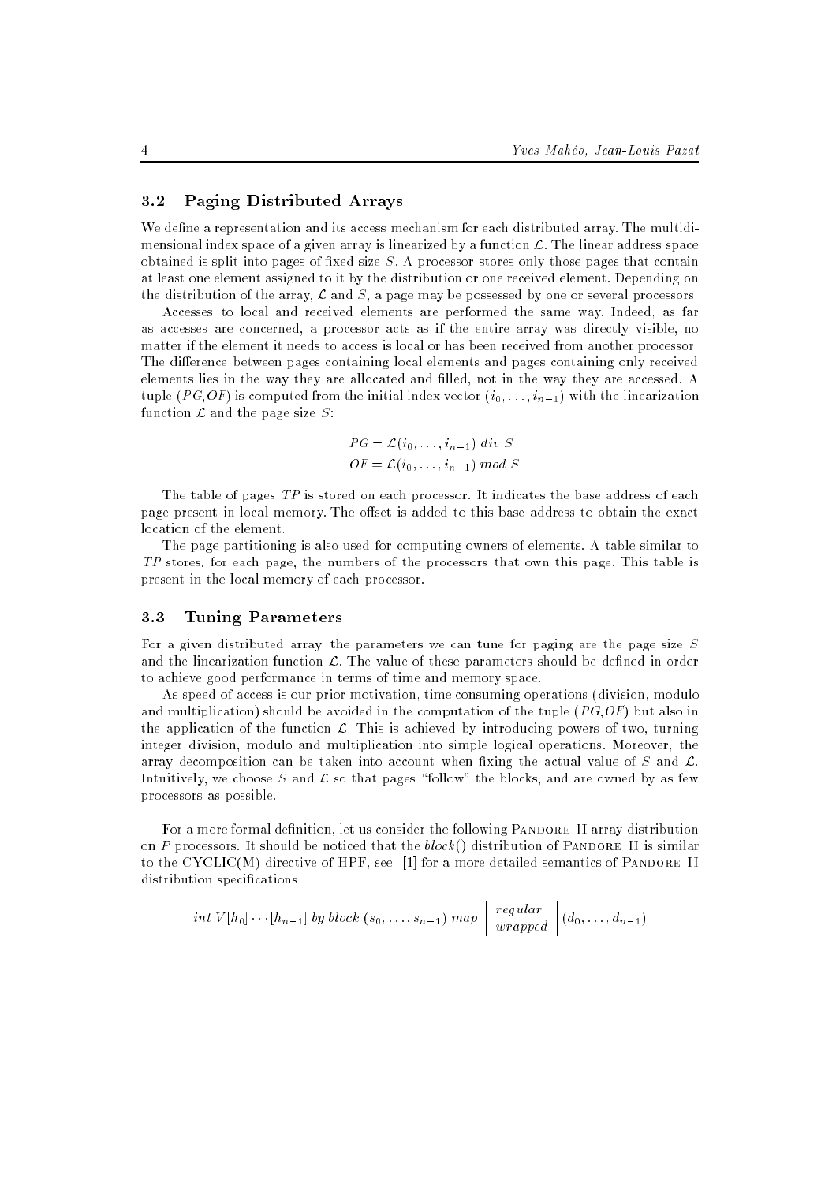### 3.2 Paging Distributed Arrays

We define a representation and its access mechanism for each distributed array. The multidimensional index space of a given array is linearized by a function $\mathcal{L}$. The linear address space obtained is split into pages of fixed size $S$. A processor stores only those pages that contain at least one element assigned to it by the distribution or one received element. Depending on the distribution of the array, $\mathcal{L}$ and $S$, a page may be possessed by one or several processors.

Accesses to local and received elements are performed the same way. Indeed, as far as accesses are concerned, a processor acts as if the entire array was directly visible, no matter if the element it needs to access is local or has been received from another processor. The difference between pages containing local elements and pages containing only received elements lies in the way they are allocated and filled, not in the way they are accessed. A tuple $(PG, OF)$ is computed from the initial index vector $(i_0, \ldots, i_{n-1})$ with the linearization function $\mathcal{L}$ and the page size $S$:

$$
\begin{aligned}
PG &= \mathcal{L}(i_0, \ldots, i_{n-1}) \ div \ S \\
OF &= \mathcal{L}(i_0, \ldots, i_{n-1}) \ mod \ S
\end{aligned}
$$

The table of pages $TP$ is stored on each processor. It indicates the base address of each page present in local memory. The offset is added to this base address to obtain the exact location of the element.

The page partitioning is also used for computing owners of elements. A table similar to $TP$ stores, for each page, the numbers of the processors that own this page. This table is present in the local memory of each processor.

### 3.3 Tuning Parameters

For a given distributed array, the parameters we can tune for paging are the page size $S$ and the linearization function $\mathcal{L}$. The value of these parameters should be defined in order to achieve good performance in terms of time and memory space.

As speed of access is our prior motivation, time consuming operations (division, modulo and multiplication) should be avoided in the computation of the tuple $(PG, OF)$ but also in the application of the function $\mathcal{L}$. This is achieved by introducing powers of two, turning integer division, modulo and multiplication into simple logical operations. Moreover, the array decomposition can be taken into account when fixing the actual value of $S$ and $\mathcal{L}$. Intuitively, we choose $S$ and $\mathcal{L}$ so that pages "follow" the blocks, and are owned by as few processors as possible.

For a more formal definition, let us consider the following Pandore II array distribution on $P$ processors. It should be noticed that the *block*() distribution of Pandore II is similar to the CYCLIC(M) directive of HPF, see [1] for a more detailed semantics of Pandore II distribution specifications.

$$
int \ V[h_0] \cdots [h_{n-1}] \ by \ block \ (s_0, \ldots, s_{n-1}) \ map \ \left| \begin{array}{l} regular \\ wrapped \end{array} \right| (d_0, \ldots, d_{n-1})
$$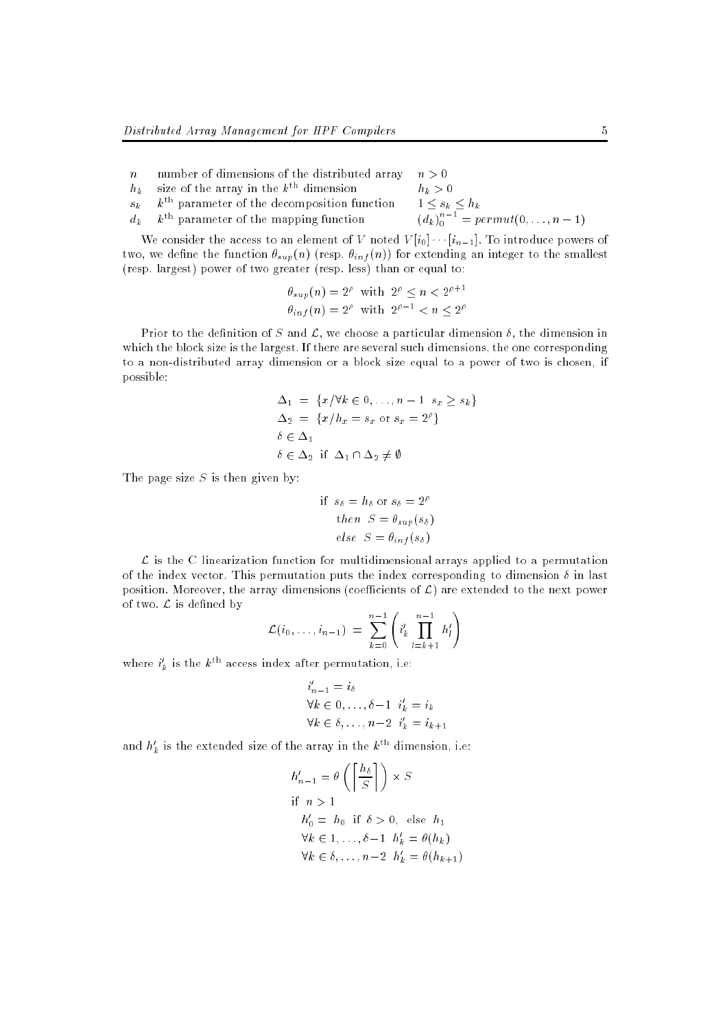| | | |
|---|---|---|
| $n$ | number of dimensions of the distributed array | $n > 0$ |
| $h_k$ | size of the array in the $k^{\text{th}}$ dimension | $h_k > 0$ |
| $s_k$ | $k^{\text{th}}$ parameter of the decomposition function | $1 \leq s_k \leq h_k$ |
| $d_k$ | $k^{\text{th}}$ parameter of the mapping function | $(d_k)_0^{n-1} = permut(0, \ldots, n-1)$ |

We consider the access to an element of $V$ noted $V[i_0] \cdots [i_{n-1}]$. To introduce powers of two, we define the function $\theta_{sup}(n)$ (resp. $\theta_{inf}(n)$) for extending an integer to the smallest (resp. largest) power of two greater (resp. less) than or equal to:

$$\theta_{sup}(n) = 2^\rho \text{ with } 2^\rho \leq n < 2^{\rho+1}$$
$$\theta_{inf}(n) = 2^\rho \text{ with } 2^{\rho-1} < n \leq 2^\rho$$

Prior to the definition of $S$ and $\mathcal{L}$, we choose a particular dimension $\delta$, the dimension in which the block size is the largest. If there are several such dimensions, the one corresponding to a non-distributed array dimension or a block size equal to a power of two is chosen, if possible:

$$\begin{aligned}
\Delta_1 &= \{x / \forall k \in 0, \ldots, n-1 \;\; s_x \geq s_k\} \\
\Delta_2 &= \{x / h_x = s_x \text{ or } s_x = 2^\rho\} \\
\delta &\in \Delta_1 \\
\delta &\in \Delta_2 \;\text{ if }\; \Delta_1 \cap \Delta_2 \neq \emptyset
\end{aligned}$$

The page size $S$ is then given by:

$$\begin{aligned}
&\text{if } s_\delta = h_\delta \text{ or } s_\delta = 2^\rho \\
&\quad then \;\; S = \theta_{sup}(s_\delta) \\
&\quad else \;\; S = \theta_{inf}(s_\delta)
\end{aligned}$$

$\mathcal{L}$ is the C linearization function for multidimensional arrays applied to a permutation of the index vector. This permutation puts the index corresponding to dimension $\delta$ in last position. Moreover, the array dimensions (coefficients of $\mathcal{L}$) are extended to the next power of two. $\mathcal{L}$ is defined by

$$\mathcal{L}(i_0, \ldots, i_{n-1}) = \sum_{k=0}^{n-1} \left( i'_k \prod_{l=k+1}^{n-1} h'_l \right)$$

where $i'_k$ is the $k^{\text{th}}$ access index after permutation, i.e:

$$\begin{aligned}
&i'_{n-1} = i_\delta \\
&\forall k \in 0, \ldots, \delta-1 \;\; i'_k = i_k \\
&\forall k \in \delta, \ldots, n-2 \;\; i'_k = i_{k+1}
\end{aligned}$$

and $h'_k$ is the extended size of the array in the $k^{\text{th}}$ dimension, i.e:

$$\begin{aligned}
&h'_{n-1} = \theta\left( \left\lceil \frac{h_\delta}{S} \right\rceil \right) \times S \\
&\text{if } n > 1 \\
&\quad h'_0 = h_0 \text{ if } \delta > 0, \text{ else } h_1 \\
&\quad \forall k \in 1, \ldots, \delta-1 \;\; h'_k = \theta(h_k) \\
&\quad \forall k \in \delta, \ldots, n-2 \;\; h'_k = \theta(h_{k+1})
\end{aligned}$$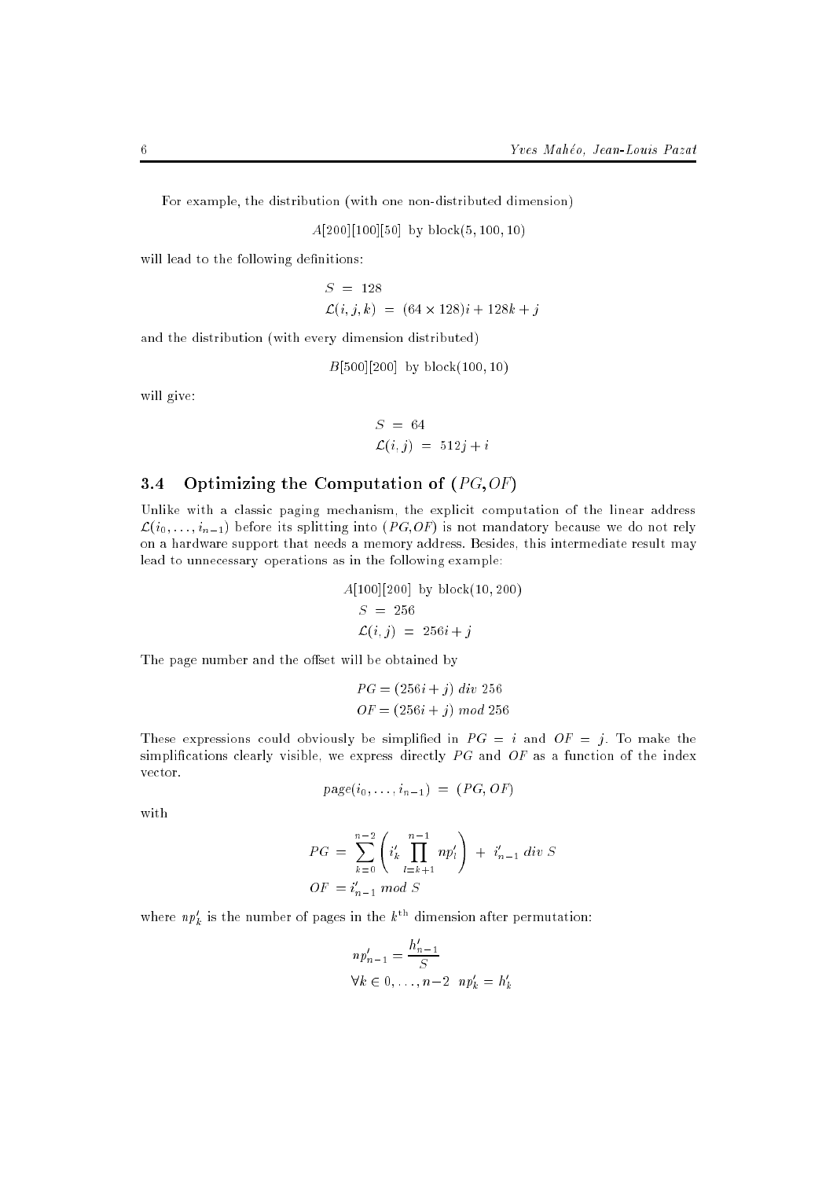For example, the distribution (with one non-distributed dimension)

$$A[200][100][50] \text{ by block}(5, 100, 10)$$

will lead to the following definitions:

$$\begin{aligned} S &= 128 \\ \mathcal{L}(i, j, k) &= (64 \times 128)i + 128k + j \end{aligned}$$

and the distribution (with every dimension distributed)

$$B[500][200] \text{ by block}(100, 10)$$

will give:

$$\begin{aligned} S &= 64 \\ \mathcal{L}(i, j) &= 512j + i \end{aligned}$$

### 3.4 Optimizing the Computation of $(PG, OF)$

Unlike with a classic paging mechanism, the explicit computation of the linear address $\mathcal{L}(i_0, \ldots, i_{n-1})$ before its splitting into $(PG, OF)$ is not mandatory because we do not rely on a hardware support that needs a memory address. Besides, this intermediate result may lead to unnecessary operations as in the following example:

$$\begin{aligned} &A[100][200] \text{ by block}(10, 200) \\ &S = 256 \\ &\mathcal{L}(i, j) = 256i + j \end{aligned}$$

The page number and the offset will be obtained by

$$\begin{aligned} PG &= (256i + j) \; div \; 256 \\ OF &= (256i + j) \; mod \; 256 \end{aligned}$$

These expressions could obviously be simplified in $PG = i$ and $OF = j$. To make the simplifications clearly visible, we express directly $PG$ and $OF$ as a function of the index vector.

$$page(i_0, \ldots, i_{n-1}) = (PG, OF)$$

with

$$\begin{aligned} PG &= \sum_{k=0}^{n-2} \left( i'_k \prod_{l=k+1}^{n-1} np'_l \right) + i'_{n-1} \; div \; S \\ OF &= i'_{n-1} \; mod \; S \end{aligned}$$

where $np'_k$ is the number of pages in the $k^{\text{th}}$ dimension after permutation:

$$\begin{aligned} np'_{n-1} &= \frac{h'_{n-1}}{S} \\ \forall k \in 0, \ldots, n-2 \quad np'_k &= h'_k \end{aligned}$$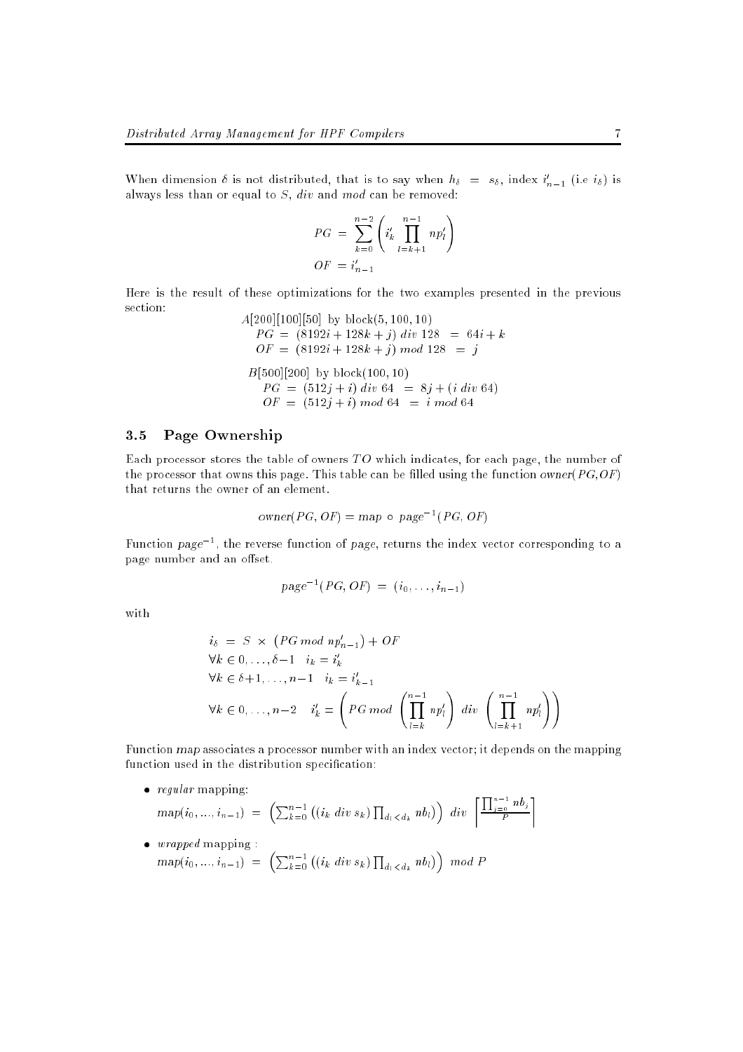When dimension $\delta$ is not distributed, that is to say when $h_\delta = s_\delta$, index $i'_{n-1}$ (i.e $i_\delta$) is always less than or equal to $S$, *div* and *mod* can be removed:

$$PG = \sum_{k=0}^{n-2} \left( i'_k \prod_{l=k+1}^{n-1} np'_l \right)$$

$$OF = i'_{n-1}$$

Here is the result of these optimizations for the two examples presented in the previous section:

$$\begin{aligned}
&A[200][100][50] \text{ by block}(5, 100, 10) \\
&\quad PG = (8192i + 128k + j) \; div \; 128 \;=\; 64i + k \\
&\quad OF = (8192i + 128k + j) \; mod \; 128 \;=\; j
\end{aligned}$$

$$\begin{aligned}
&B[500][200] \text{ by block}(100, 10) \\
&\quad PG = (512j + i) \; div \; 64 \;=\; 8j + (i \; div \; 64) \\
&\quad OF = (512j + i) \; mod \; 64 \;=\; i \; mod \; 64
\end{aligned}$$

### 3.5 Page Ownership

Each processor stores the table of owners $TO$ which indicates, for each page, the number of the processor that owns this page. This table can be filled using the function *owner*($PG$,$OF$) that returns the owner of an element.

$$owner(PG, OF) = map \circ page^{-1}(PG, OF)$$

Function $page^{-1}$, the reverse function of *page*, returns the index vector corresponding to a page number and an offset.

$$page^{-1}(PG, OF) = (i_0, \ldots, i_{n-1})$$

with

$$\begin{aligned}
&i_\delta = S \times \left(PG \; mod \; np'_{n-1}\right) + OF \\
&\forall k \in 0, \ldots, \delta{-}1 \quad i_k = i'_k \\
&\forall k \in \delta{+}1, \ldots, n{-}1 \quad i_k = i'_{k-1} \\
&\forall k \in 0, \ldots, n{-}2 \quad i'_k = \left( PG \; mod \; \left( \prod_{l=k}^{n-1} np'_l \right) \; div \; \left( \prod_{l=k+1}^{n-1} np'_l \right) \right)
\end{aligned}$$

Function *map* associates a processor number with an index vector; it depends on the mapping function used in the distribution specification:

- *regular* mapping:
  $map(i_0, \ldots, i_{n-1}) = \left( \sum_{k=0}^{n-1} \left( (i_k \; div \; s_k) \prod_{d_l < d_k} nb_l \right) \right) \; div \; \left\lceil \frac{\prod_{j=0}^{n-1} nb_j}{P} \right\rceil$
- *wrapped* mapping :
  $map(i_0, \ldots, i_{n-1}) = \left( \sum_{k=0}^{n-1} \left( (i_k \; div \; s_k) \prod_{d_l < d_k} nb_l \right) \right) \; mod \; P$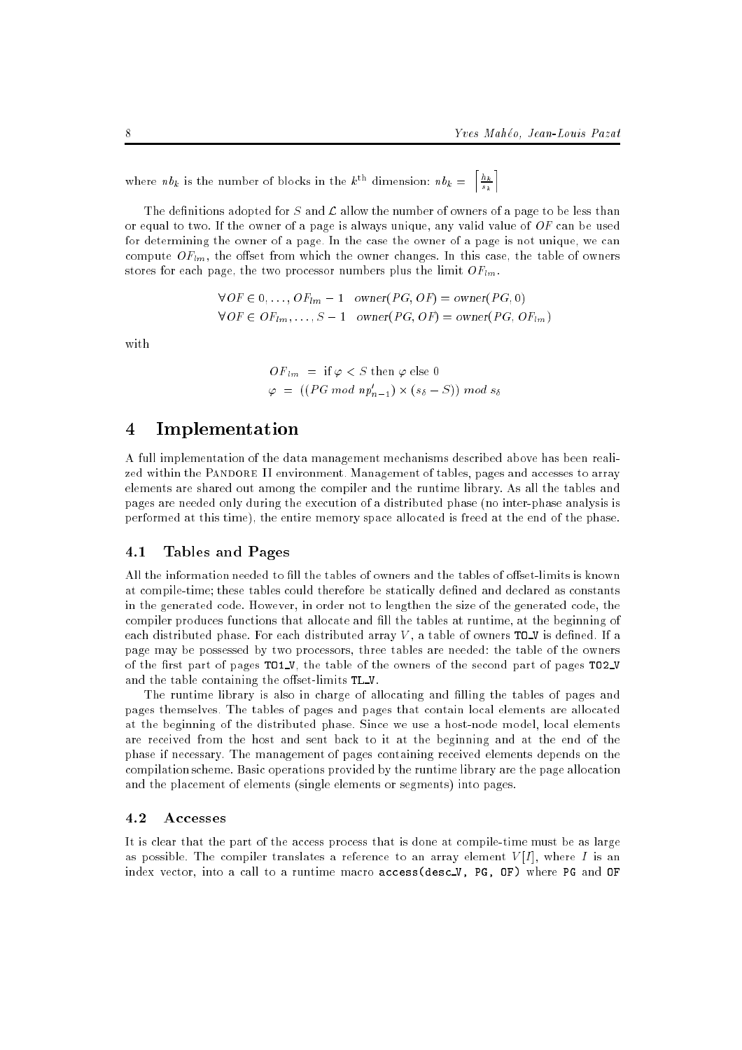where $nb_k$ is the number of blocks in the $k^{\text{th}}$ dimension: $nb_k = \left\lceil \frac{h_k}{s_k} \right\rceil$

The definitions adopted for $S$ and $\mathcal{L}$ allow the number of owners of a page to be less than or equal to two. If the owner of a page is always unique, any valid value of $OF$ can be used for determining the owner of a page. In the case the owner of a page is not unique, we can compute $OF_{lm}$, the offset from which the owner changes. In this case, the table of owners stores for each page, the two processor numbers plus the limit $OF_{lm}$.

$$\forall OF \in 0, \ldots, OF_{lm} - 1 \quad owner(PG, OF) = owner(PG, 0)$$
$$\forall OF \in OF_{lm}, \ldots, S - 1 \quad owner(PG, OF) = owner(PG, OF_{lm})$$

with

$$OF_{lm} \; = \; \text{if } \varphi < S \text{ then } \varphi \text{ else } 0$$
$$\varphi \; = \; ((PG \; mod \; np'_{n-1}) \times (s_\delta - S)) \; mod \; s_\delta$$

# 4 Implementation

A full implementation of the data management mechanisms described above has been realized within the PANDORE II environment. Management of tables, pages and accesses to array elements are shared out among the compiler and the runtime library. As all the tables and pages are needed only during the execution of a distributed phase (no inter-phase analysis is performed at this time), the entire memory space allocated is freed at the end of the phase.

## 4.1 Tables and Pages

All the information needed to fill the tables of owners and the tables of offset-limits is known at compile-time; these tables could therefore be statically defined and declared as constants in the generated code. However, in order not to lengthen the size of the generated code, the compiler produces functions that allocate and fill the tables at runtime, at the beginning of each distributed phase. For each distributed array $V$, a table of owners `TO_V` is defined. If a page may be possessed by two processors, three tables are needed: the table of the owners of the first part of pages `TO1_V`, the table of the owners of the second part of pages `TO2_V` and the table containing the offset-limits `TL_V`.

The runtime library is also in charge of allocating and filling the tables of pages and pages themselves. The tables of pages and pages that contain local elements are allocated at the beginning of the distributed phase. Since we use a host-node model, local elements are received from the host and sent back to it at the beginning and at the end of the phase if necessary. The management of pages containing received elements depends on the compilation scheme. Basic operations provided by the runtime library are the page allocation and the placement of elements (single elements or segments) into pages.

## 4.2 Accesses

It is clear that the part of the access process that is done at compile-time must be as large as possible. The compiler translates a reference to an array element $V[I]$, where $I$ is an index vector, into a call to a runtime macro `access(desc_V, PG, OF)` where `PG` and `OF`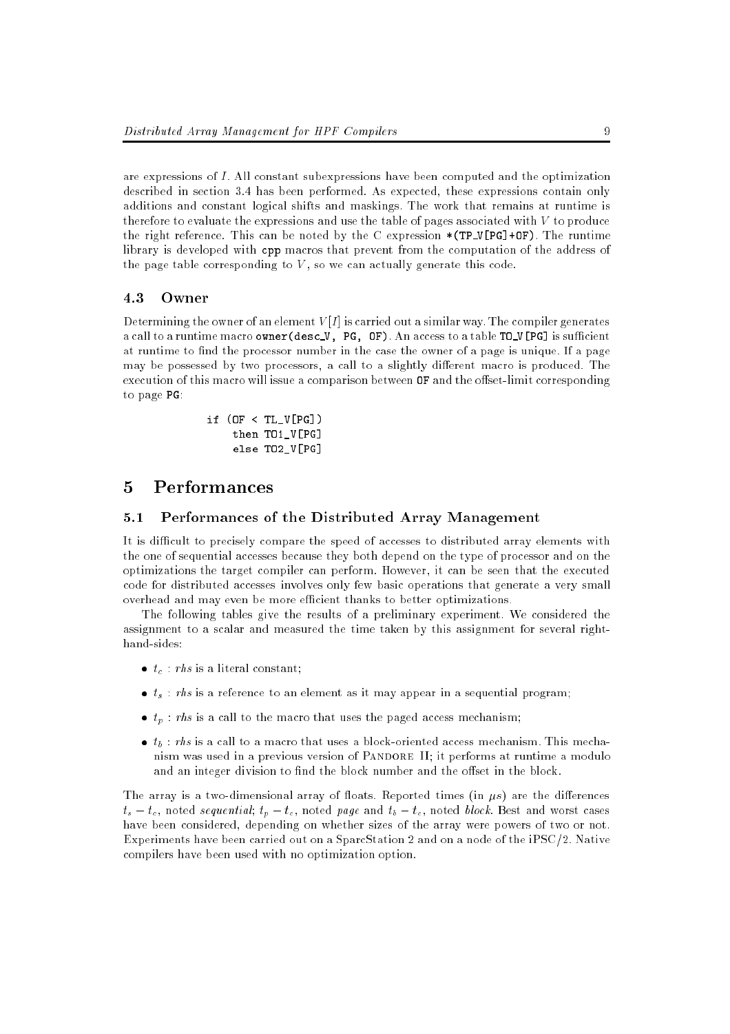are expressions of $I$. All constant subexpressions have been computed and the optimization described in section 3.4 has been performed. As expected, these expressions contain only additions and constant logical shifts and maskings. The work that remains at runtime is therefore to evaluate the expressions and use the table of pages associated with $V$ to produce the right reference. This can be noted by the C expression `*(TP_V[PG]+OF)`. The runtime library is developed with `cpp` macros that prevent from the computation of the address of the page table corresponding to $V$, so we can actually generate this code.

### 4.3 Owner

Determining the owner of an element $V[I]$ is carried out a similar way. The compiler generates a call to a runtime macro `owner(desc_V, PG, OF)`. An access to a table `TO_V[PG]` is sufficient at runtime to find the processor number in the case the owner of a page is unique. If a page may be possessed by two processors, a call to a slightly different macro is produced. The execution of this macro will issue a comparison between `OF` and the offset-limit corresponding to page `PG`:

```
if (OF < TL_V[PG])
    then TO1_V[PG]
    else TO2_V[PG]
```

## 5 Performances

### 5.1 Performances of the Distributed Array Management

It is difficult to precisely compare the speed of accesses to distributed array elements with the one of sequential accesses because they both depend on the type of processor and on the optimizations the target compiler can perform. However, it can be seen that the executed code for distributed accesses involves only few basic operations that generate a very small overhead and may even be more efficient thanks to better optimizations.

The following tables give the results of a preliminary experiment. We considered the assignment to a scalar and measured the time taken by this assignment for several right-hand-sides:

- $t_c$ : *rhs* is a literal constant;
- $t_s$ : *rhs* is a reference to an element as it may appear in a sequential program;
- $t_p$ : *rhs* is a call to the macro that uses the paged access mechanism;
- $t_b$ : *rhs* is a call to a macro that uses a block-oriented access mechanism. This mechanism was used in a previous version of Pandore II; it performs at runtime a modulo and an integer division to find the block number and the offset in the block.

The array is a two-dimensional array of floats. Reported times (in $\mu s$) are the differences $t_s - t_c$, noted *sequential*; $t_p - t_c$, noted *page* and $t_b - t_c$, noted *block*. Best and worst cases have been considered, depending on whether sizes of the array were powers of two or not. Experiments have been carried out on a SparcStation 2 and on a node of the iPSC/2. Native compilers have been used with no optimization option.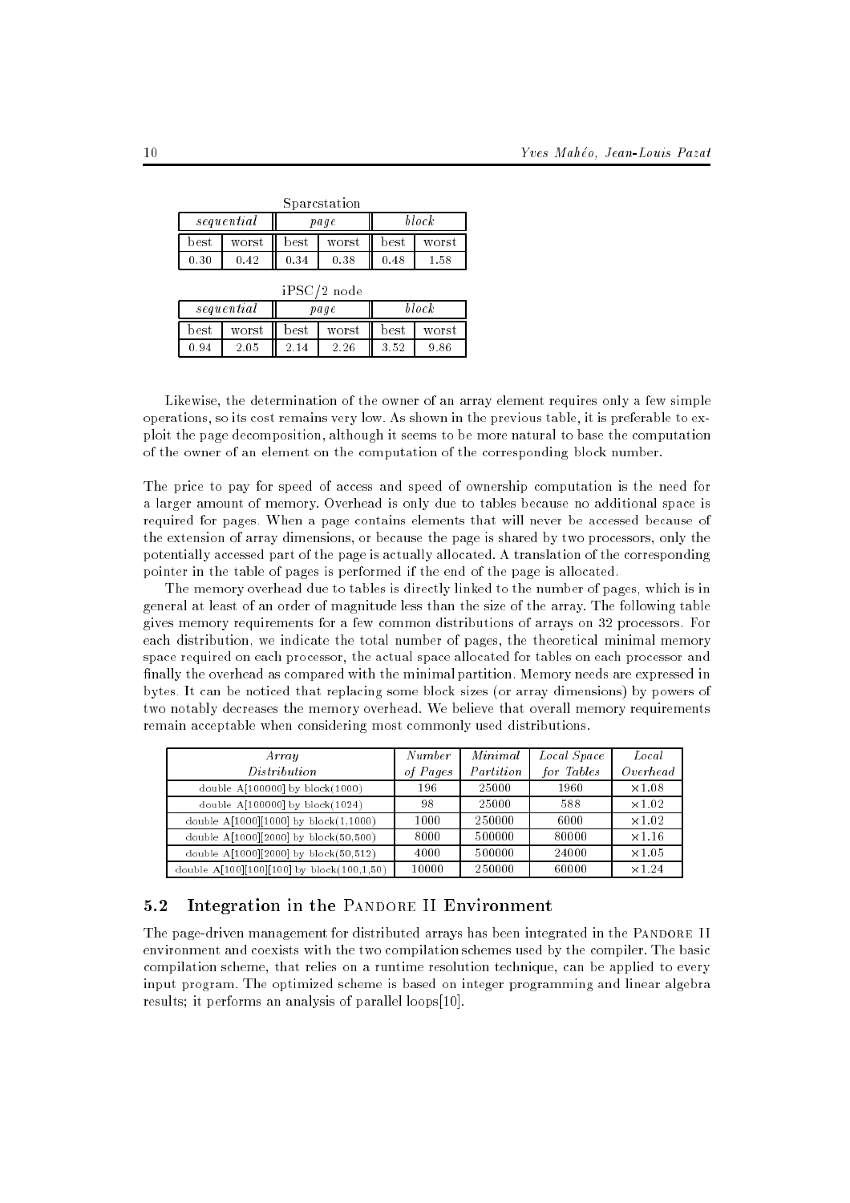Sparcstation

| *sequential* | | *page* | | *block* | |
|---|---|---|---|---|---|
| best | worst | best | worst | best | worst |
| 0.30 | 0.42 | 0.34 | 0.38 | 0.48 | 1.58 |

iPSC/2 node

| *sequential* | | *page* | | *block* | |
|---|---|---|---|---|---|
| best | worst | best | worst | best | worst |
| 0.94 | 2.05 | 2.14 | 2.26 | 3.52 | 9.86 |

Likewise, the determination of the owner of an array element requires only a few simple operations, so its cost remains very low. As shown in the previous table, it is preferable to exploit the page decomposition, although it seems to be more natural to base the computation of the owner of an element on the computation of the corresponding block number.

The price to pay for speed of access and speed of ownership computation is the need for a larger amount of memory. Overhead is only due to tables because no additional space is required for pages. When a page contains elements that will never be accessed because of the extension of array dimensions, or because the page is shared by two processors, only the potentially accessed part of the page is actually allocated. A translation of the corresponding pointer in the table of pages is performed if the end of the page is allocated.

The memory overhead due to tables is directly linked to the number of pages, which is in general at least of an order of magnitude less than the size of the array. The following table gives memory requirements for a few common distributions of arrays on 32 processors. For each distribution, we indicate the total number of pages, the theoretical minimal memory space required on each processor, the actual space allocated for tables on each processor and finally the overhead as compared with the minimal partition. Memory needs are expressed in bytes. It can be noticed that replacing some block sizes (or array dimensions) by powers of two notably decreases the memory overhead. We believe that overall memory requirements remain acceptable when considering most commonly used distributions.

| *Array Distribution* | *Number of Pages* | *Minimal Partition* | *Local Space for Tables* | *Local Overhead* |
|---|---|---|---|---|
| double A[100000] by block(1000) | 196 | 25000 | 1960 | ×1.08 |
| double A[100000] by block(1024) | 98 | 25000 | 588 | ×1.02 |
| double A[1000][1000] by block(1,1000) | 1000 | 250000 | 6000 | ×1.02 |
| double A[1000][2000] by block(50,500) | 8000 | 500000 | 80000 | ×1.16 |
| double A[1000][2000] by block(50,512) | 4000 | 500000 | 24000 | ×1.05 |
| double A[100][100][100] by block(100,1,50) | 10000 | 250000 | 60000 | ×1.24 |

## 5.2 Integration in the Pandore II Environment

The page-driven management for distributed arrays has been integrated in the Pandore II environment and coexists with the two compilation schemes used by the compiler. The basic compilation scheme, that relies on a runtime resolution technique, can be applied to every input program. The optimized scheme is based on integer programming and linear algebra results; it performs an analysis of parallel loops[10].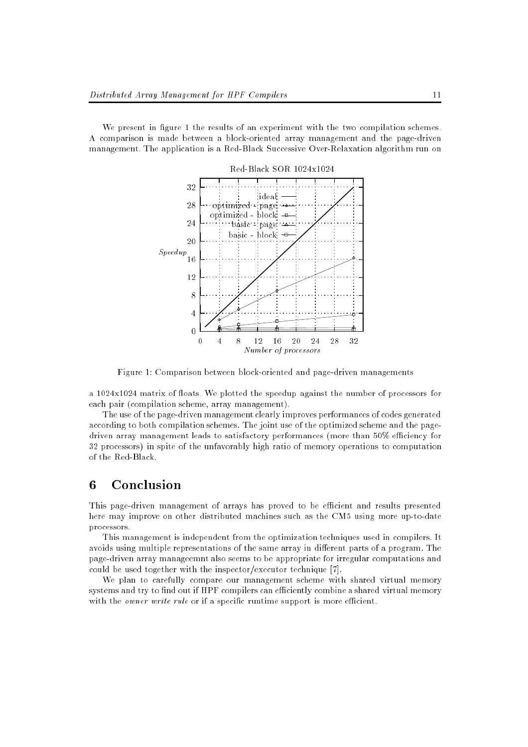We present in figure 1 the results of an experiment with the two compilation schemes. A comparison is made between a block-oriented array management and the page-driven management. The application is a Red-Black Successive Over-Relaxation algorithm run on

Figure 1: Comparison between block-oriented and page-driven managements

a 1024x1024 matrix of floats. We plotted the speedup against the number of processors for each pair (compilation scheme, array management).

The use of the page-driven management clearly improves performances of codes generated according to both compilation schemes. The joint use of the optimized scheme and the page-driven array management leads to satisfactory performances (more than 50% efficiency for 32 processors) in spite of the unfavorably high ratio of memory operations to computation of the Red-Black.

# 6 Conclusion

This page-driven management of arrays has proved to be efficient and results presented here may improve on other distributed machines such as the CM5 using more up-to-date processors.

This management is independent from the optimization techniques used in compilers. It avoids using multiple representations of the same array in different parts of a program. The page-driven array manageemnt also seems to be appropriate for irregular computations and could be used together with the inspector/executor technique [7].

We plan to carefully compare our management scheme with shared virtual memory systems and try to find out if HPF compilers can efficiently combine a shared virtual memory with the *owner write rule* or if a specific runtime support is more efficient.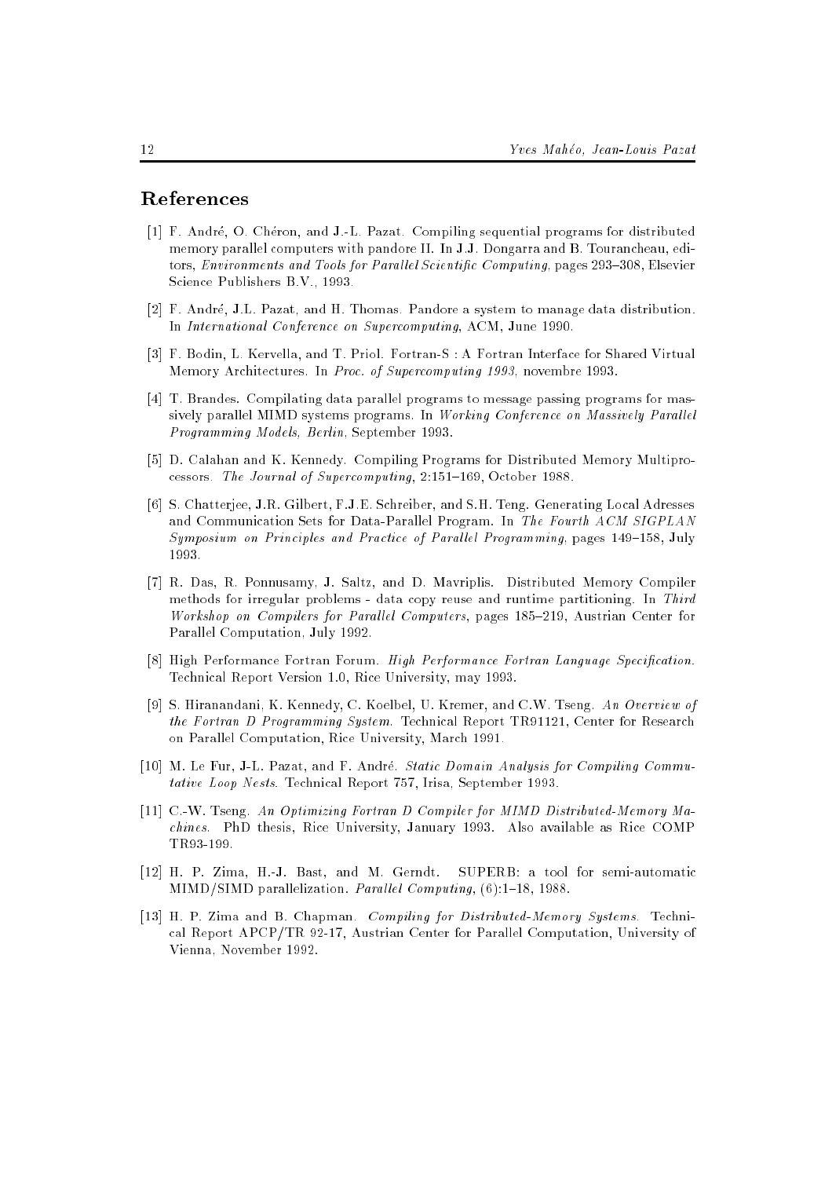## References

[1] F. André, O. Chéron, and J.-L. Pazat. Compiling sequential programs for distributed memory parallel computers with pandore II. In J.J. Dongarra and B. Tourancheau, editors, *Environments and Tools for Parallel Scientific Computing*, pages 293–308, Elsevier Science Publishers B.V., 1993.

[2] F. André, J.L. Pazat, and H. Thomas. Pandore a system to manage data distribution. In *International Conference on Supercomputing*, ACM, June 1990.

[3] F. Bodin, L. Kervella, and T. Priol. Fortran-S : A Fortran Interface for Shared Virtual Memory Architectures. In *Proc. of Supercomputing 1993*, novembre 1993.

[4] T. Brandes. Compilating data parallel programs to message passing programs for massively parallel MIMD systems programs. In *Working Conference on Massively Parallel Programming Models, Berlin*, September 1993.

[5] D. Calahan and K. Kennedy. Compiling Programs for Distributed Memory Multiprocessors. *The Journal of Supercomputing*, 2:151–169, October 1988.

[6] S. Chatterjee, J.R. Gilbert, F.J.E. Schreiber, and S.H. Teng. Generating Local Adresses and Communication Sets for Data-Parallel Program. In *The Fourth ACM SIGPLAN Symposium on Principles and Practice of Parallel Programming*, pages 149–158, July 1993.

[7] R. Das, R. Ponnusamy, J. Saltz, and D. Mavriplis. Distributed Memory Compiler methods for irregular problems - data copy reuse and runtime partitioning. In *Third Workshop on Compilers for Parallel Computers*, pages 185–219, Austrian Center for Parallel Computation, July 1992.

[8] High Performance Fortran Forum. *High Performance Fortran Language Specification.* Technical Report Version 1.0, Rice University, may 1993.

[9] S. Hiranandani, K. Kennedy, C. Koelbel, U. Kremer, and C.W. Tseng. *An Overview of the Fortran D Programming System.* Technical Report TR91121, Center for Research on Parallel Computation, Rice University, March 1991.

[10] M. Le Fur, J-L. Pazat, and F. André. *Static Domain Analysis for Compiling Commutative Loop Nests.* Technical Report 757, Irisa, September 1993.

[11] C.-W. Tseng. *An Optimizing Fortran D Compiler for MIMD Distributed-Memory Machines.* PhD thesis, Rice University, January 1993. Also available as Rice COMP TR93-199.

[12] H. P. Zima, H.-J. Bast, and M. Gerndt. SUPERB: a tool for semi-automatic MIMD/SIMD parallelization. *Parallel Computing*, (6):1–18, 1988.

[13] H. P. Zima and B. Chapman. *Compiling for Distributed-Memory Systems.* Technical Report APCP/TR 92-17, Austrian Center for Parallel Computation, University of Vienna, November 1992.